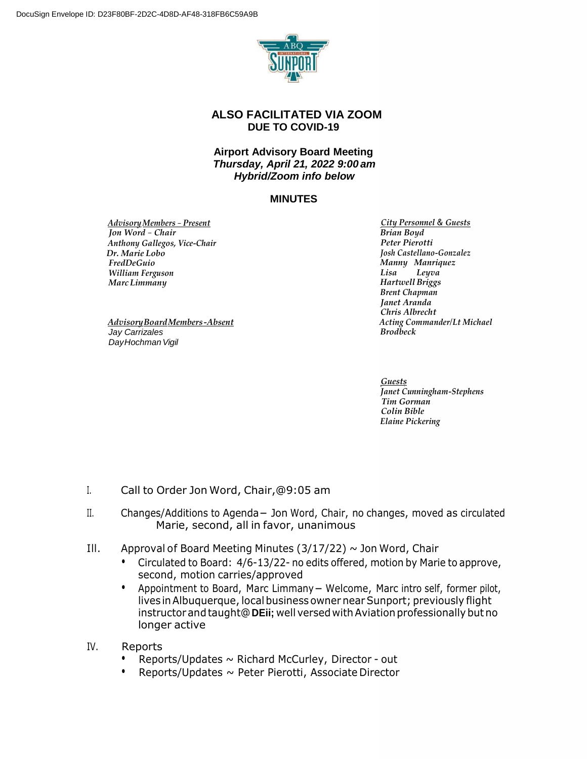DocuSign Envelope ID: D23F80BF-2D2C-4D8D-AF48-318FB6C59A9B

**ALSO FACILITATED VIA ZOOM**
**DUE TO COVID-19**

**Airport Advisory Board Meeting**
***Thursday, April 21, 2022 9:00 am***
***Hybrid/Zoom info below***

## MINUTES

*Advisory Members – Present*
*Jon Word – Chair*
*Anthony Gallegos, Vice-Chair*
*Dr. Marie Lobo*
*FredDeGuio*
*William Ferguson*
*Marc Limmany*

*Advisory Board Members -Absent*
Jay Carrizales
DayHochman Vigil

*City Personnel & Guests*
*Brian Boyd*
*Peter Pierotti*
*Josh Castellano-Gonzalez*
*Manny Manriquez*
*Lisa Leyva*
*Hartwell Briggs*
*Brent Chapman*
*Janet Aranda*
*Chris Albrecht*
*Acting Commander/Lt Michael Brodbeck*

*Guests*
*Janet Cunningham-Stephens*
*Tim Gorman*
*Colin Bible*
*Elaine Pickering*

I. Call to Order Jon Word, Chair,@9:05 am

II. Changes/Additions to Agenda – Jon Word, Chair, no changes, moved as circulated Marie, second, all in favor, unanimous

III. Approval of Board Meeting Minutes (3/17/22) ~ Jon Word, Chair
- Circulated to Board: 4/6-13/22- no edits offered, motion by Marie to approve, second, motion carries/approved
- Appointment to Board, Marc Limmany – Welcome, Marc intro self, former pilot, lives in Albuquerque, local business owner near Sunport; previously flight instructor and taught@ **DEii;** well versed with Aviation professionally but no longer active

IV. Reports
- Reports/Updates ~ Richard McCurley, Director - out
- Reports/Updates ~ Peter Pierotti, Associate Director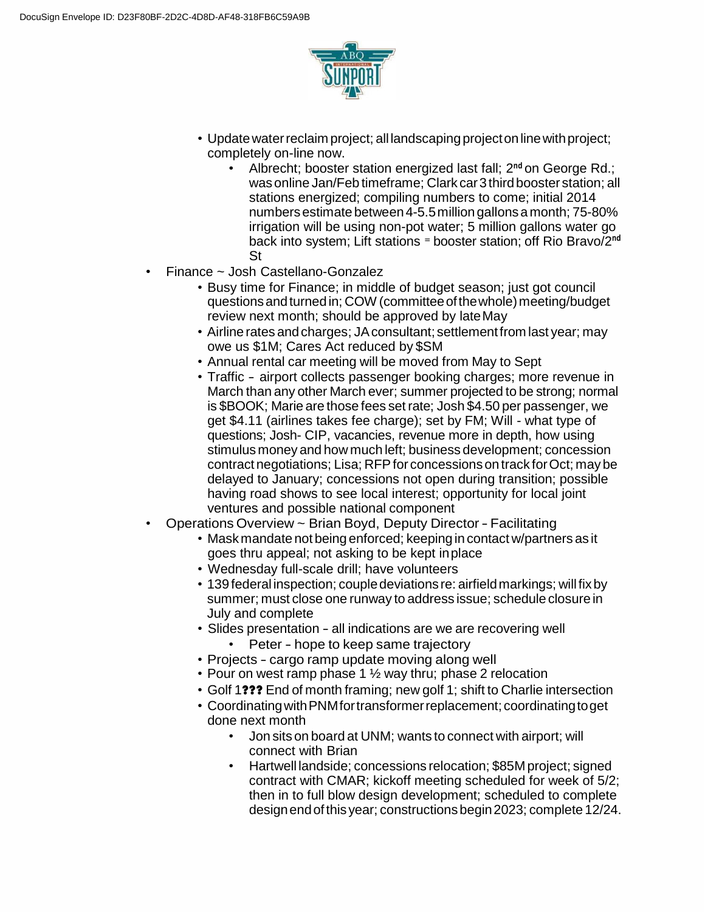- Update water reclaim project; all landscaping project on line with project; completely on-line now.
    - Albrecht; booster station energized last fall; 2nd on George Rd.; was online Jan/Feb timeframe; Clark car 3 third booster station; all stations energized; compiling numbers to come; initial 2014 numbers estimate between 4-5.5 million gallons a month; 75-80% irrigation will be using non-pot water; 5 million gallons water go back into system; Lift stations = booster station; off Rio Bravo/2nd St
- Finance ~ Josh Castellano-Gonzalez
    - Busy time for Finance; in middle of budget season; just got council questions and turned in; COW (committee of the whole) meeting/budget review next month; should be approved by late May
    - Airline rates and charges; JA consultant; settlement from last year; may owe us $1M; Cares Act reduced by $SM
    - Annual rental car meeting will be moved from May to Sept
    - Traffic – airport collects passenger booking charges; more revenue in March than any other March ever; summer projected to be strong; normal is $BOOK; Marie are those fees set rate; Josh $4.50 per passenger, we get $4.11 (airlines takes fee charge); set by FM; Will - what type of questions; Josh- CIP, vacancies, revenue more in depth, how using stimulus money and how much left; business development; concession contract negotiations; Lisa; RFP for concessions on track for Oct; may be delayed to January; concessions not open during transition; possible having road shows to see local interest; opportunity for local joint ventures and possible national component
- Operations Overview ~ Brian Boyd, Deputy Director – Facilitating
    - Mask mandate not being enforced; keeping in contact w/partners as it goes thru appeal; not asking to be kept in place
    - Wednesday full-scale drill; have volunteers
    - 139 federal inspection; couple deviations re: airfield markings; will fix by summer; must close one runway to address issue; schedule closure in July and complete
    - Slides presentation – all indications are we are recovering well
        - Peter – hope to keep same trajectory
    - Projects – cargo ramp update moving along well
    - Pour on west ramp phase 1 ½ way thru; phase 2 relocation
    - Golf 1??? End of month framing; new golf 1; shift to Charlie intersection
    - Coordinating with PNM for transformer replacement; coordinating to get done next month
        - Jon sits on board at UNM; wants to connect with airport; will connect with Brian
        - Hartwell landside; concessions relocation; $85M project; signed contract with CMAR; kickoff meeting scheduled for week of 5/2; then in to full blow design development; scheduled to complete design end of this year; constructions begin 2023; complete 12/24.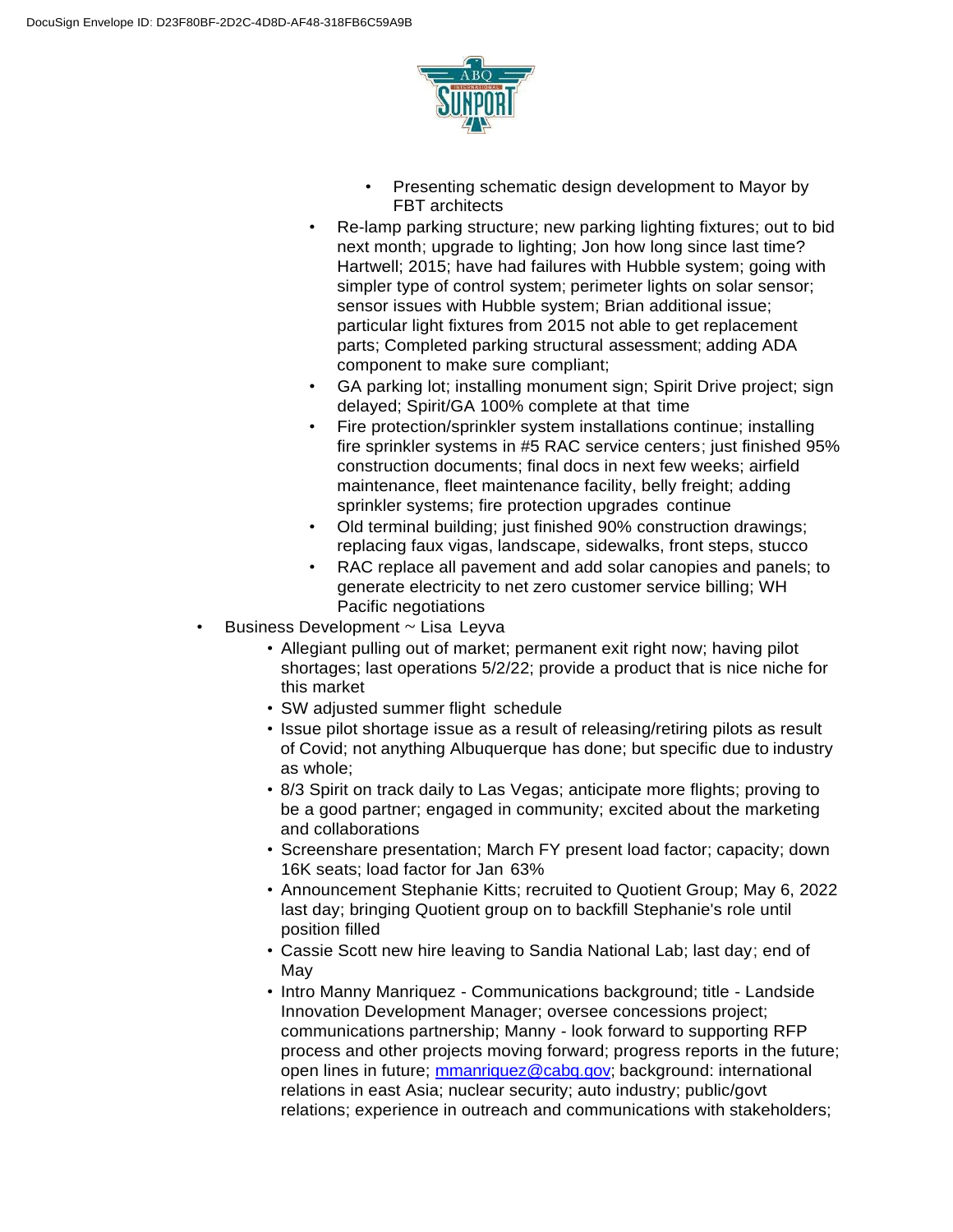- Presenting schematic design development to Mayor by FBT architects
    - Re-lamp parking structure; new parking lighting fixtures; out to bid next month; upgrade to lighting; Jon how long since last time? Hartwell; 2015; have had failures with Hubble system; going with simpler type of control system; perimeter lights on solar sensor; sensor issues with Hubble system; Brian additional issue; particular light fixtures from 2015 not able to get replacement parts; Completed parking structural assessment; adding ADA component to make sure compliant;
    - GA parking lot; installing monument sign; Spirit Drive project; sign delayed; Spirit/GA 100% complete at that time
    - Fire protection/sprinkler system installations continue; installing fire sprinkler systems in #5 RAC service centers; just finished 95% construction documents; final docs in next few weeks; airfield maintenance, fleet maintenance facility, belly freight; adding sprinkler systems; fire protection upgrades continue
    - Old terminal building; just finished 90% construction drawings; replacing faux vigas, landscape, sidewalks, front steps, stucco
    - RAC replace all pavement and add solar canopies and panels; to generate electricity to net zero customer service billing; WH Pacific negotiations
- Business Development ~ Lisa Leyva
    - Allegiant pulling out of market; permanent exit right now; having pilot shortages; last operations 5/2/22; provide a product that is nice niche for this market
    - SW adjusted summer flight schedule
    - Issue pilot shortage issue as a result of releasing/retiring pilots as result of Covid; not anything Albuquerque has done; but specific due to industry as whole;
    - 8/3 Spirit on track daily to Las Vegas; anticipate more flights; proving to be a good partner; engaged in community; excited about the marketing and collaborations
    - Screenshare presentation; March FY present load factor; capacity; down 16K seats; load factor for Jan 63%
    - Announcement Stephanie Kitts; recruited to Quotient Group; May 6, 2022 last day; bringing Quotient group on to backfill Stephanie's role until position filled
    - Cassie Scott new hire leaving to Sandia National Lab; last day; end of May
    - Intro Manny Manriquez - Communications background; title - Landside Innovation Development Manager; oversee concessions project; communications partnership; Manny - look forward to supporting RFP process and other projects moving forward; progress reports in the future; open lines in future; mmanriquez@cabq.gov; background: international relations in east Asia; nuclear security; auto industry; public/govt relations; experience in outreach and communications with stakeholders;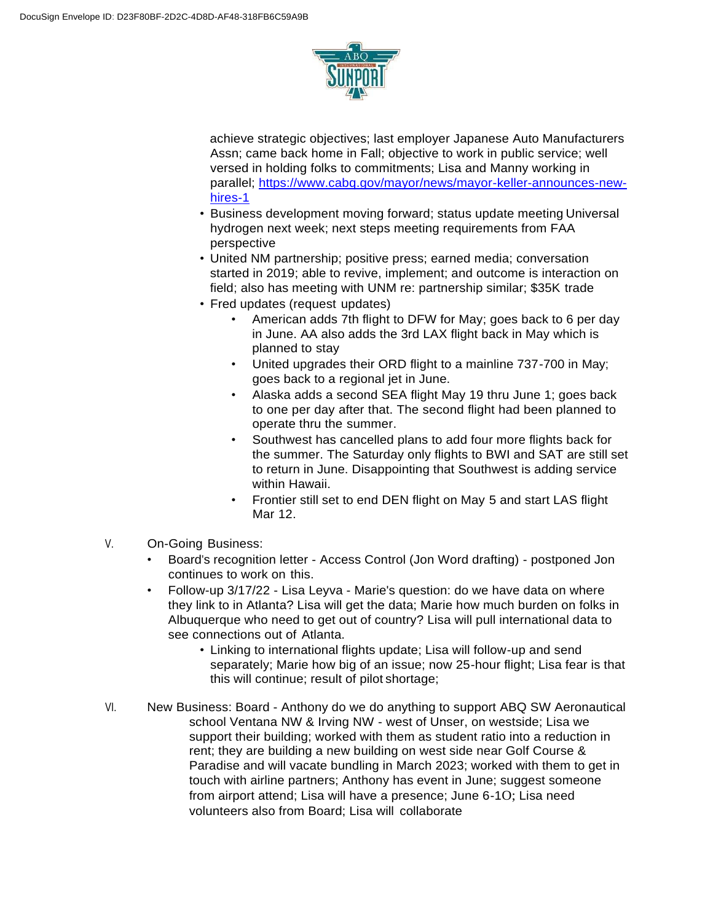achieve strategic objectives; last employer Japanese Auto Manufacturers Assn; came back home in Fall; objective to work in public service; well versed in holding folks to commitments; Lisa and Manny working in parallel; [https://www.cabq.gov/mayor/news/mayor-keller-announces-new-hires-1](https://www.cabq.gov/mayor/news/mayor-keller-announces-new-hires-1)

- Business development moving forward; status update meeting Universal hydrogen next week; next steps meeting requirements from FAA perspective
- United NM partnership; positive press; earned media; conversation started in 2019; able to revive, implement; and outcome is interaction on field; also has meeting with UNM re: partnership similar; $35K trade
- Fred updates (request updates)
    - American adds 7th flight to DFW for May; goes back to 6 per day in June. AA also adds the 3rd LAX flight back in May which is planned to stay
    - United upgrades their ORD flight to a mainline 737-700 in May; goes back to a regional jet in June.
    - Alaska adds a second SEA flight May 19 thru June 1; goes back to one per day after that. The second flight had been planned to operate thru the summer.
    - Southwest has cancelled plans to add four more flights back for the summer. The Saturday only flights to BWI and SAT are still set to return in June. Disappointing that Southwest is adding service within Hawaii.
    - Frontier still set to end DEN flight on May 5 and start LAS flight Mar 12.

V. On-Going Business:

- Board's recognition letter - Access Control (Jon Word drafting) - postponed Jon continues to work on this.
- Follow-up 3/17/22 - Lisa Leyva - Marie's question: do we have data on where they link to in Atlanta? Lisa will get the data; Marie how much burden on folks in Albuquerque who need to get out of country? Lisa will pull international data to see connections out of Atlanta.
    - Linking to international flights update; Lisa will follow-up and send separately; Marie how big of an issue; now 25-hour flight; Lisa fear is that this will continue; result of pilot shortage;

VI. New Business: Board - Anthony do we do anything to support ABQ SW Aeronautical school Ventana NW & Irving NW - west of Unser, on westside; Lisa we support their building; worked with them as student ratio into a reduction in rent; they are building a new building on west side near Golf Course & Paradise and will vacate bundling in March 2023; worked with them to get in touch with airline partners; Anthony has event in June; suggest someone from airport attend; Lisa will have a presence; June 6-10; Lisa need volunteers also from Board; Lisa will collaborate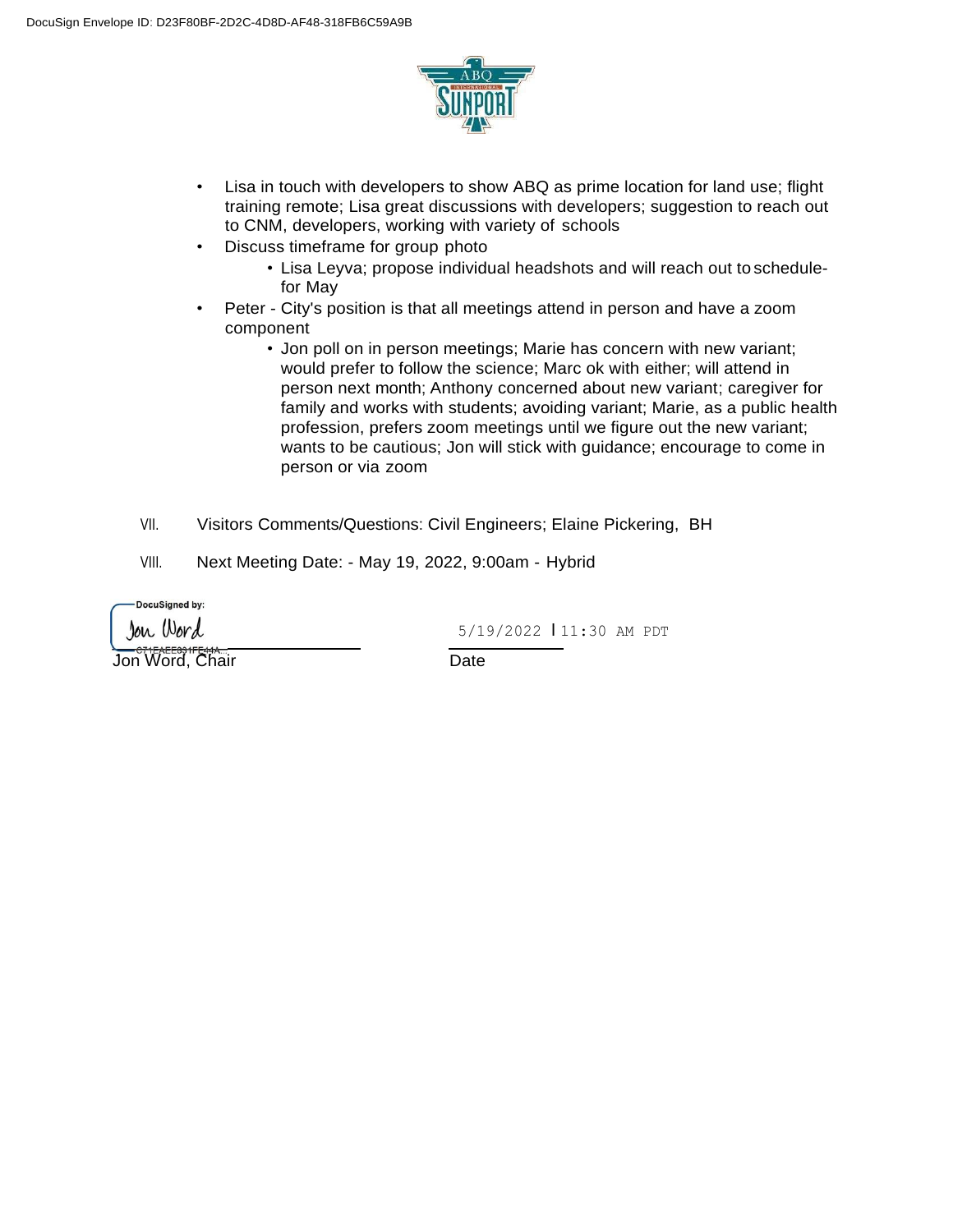- Lisa in touch with developers to show ABQ as prime location for land use; flight training remote; Lisa great discussions with developers; suggestion to reach out to CNM, developers, working with variety of schools
- Discuss timeframe for group photo
  - Lisa Leyva; propose individual headshots and will reach out to schedule- for May
- Peter - City's position is that all meetings attend in person and have a zoom component
  - Jon poll on in person meetings; Marie has concern with new variant; would prefer to follow the science; Marc ok with either; will attend in person next month; Anthony concerned about new variant; caregiver for family and works with students; avoiding variant; Marie, as a public health profession, prefers zoom meetings until we figure out the new variant; wants to be cautious; Jon will stick with guidance; encourage to come in person or via zoom

VII. Visitors Comments/Questions: Civil Engineers; Elaine Pickering, BH

VIII. Next Meeting Date: - May 19, 2022, 9:00am - Hybrid

DocuSigned by:
Jon Word
C71EAEE831FE44A...

Jon Word, Chair

5/19/2022 | 11:30 AM PDT

Date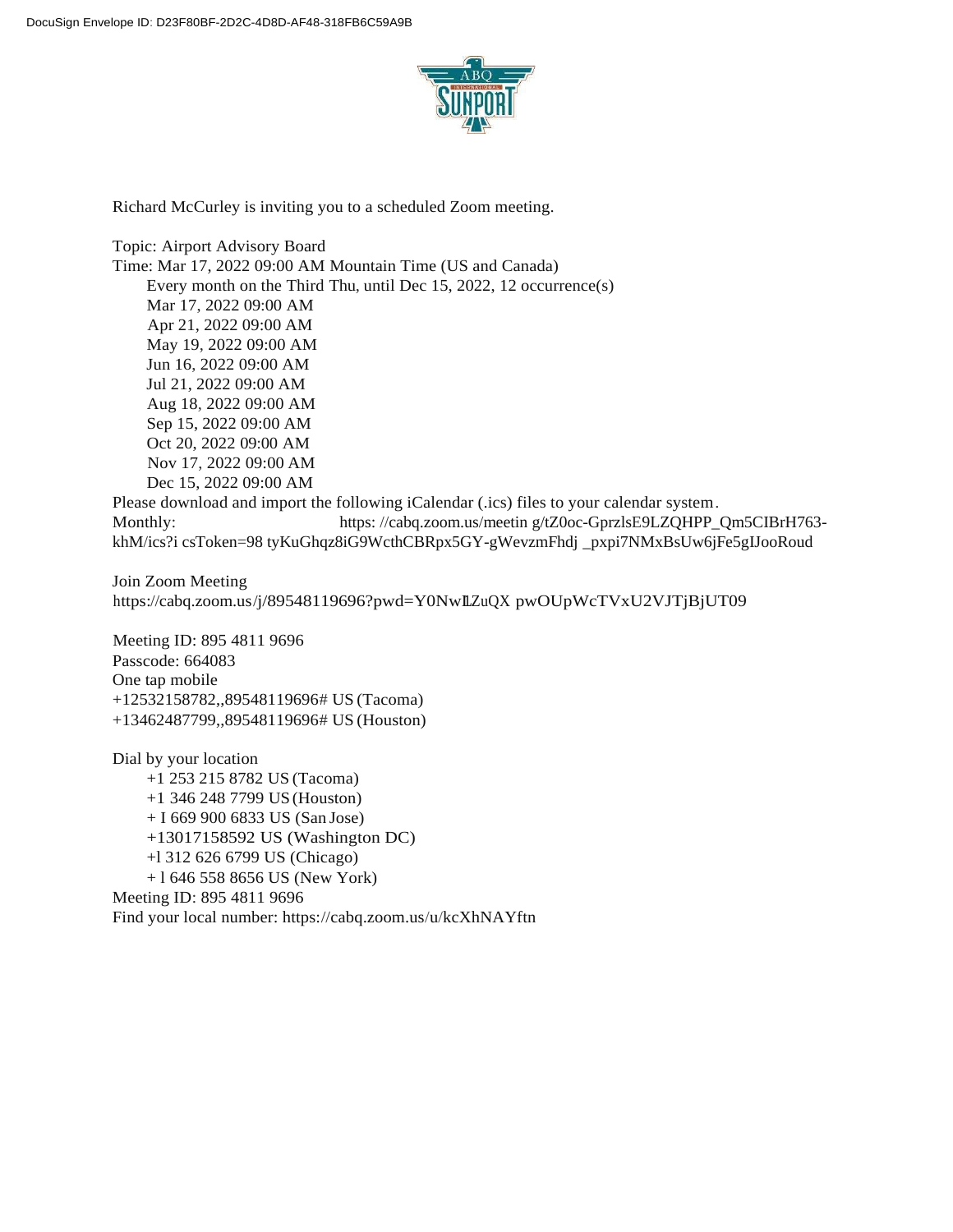Richard McCurley is inviting you to a scheduled Zoom meeting.

Topic: Airport Advisory Board
Time: Mar 17, 2022 09:00 AM Mountain Time (US and Canada)
Every month on the Third Thu, until Dec 15, 2022, 12 occurrence(s)
Mar 17, 2022 09:00 AM
Apr 21, 2022 09:00 AM
May 19, 2022 09:00 AM
Jun 16, 2022 09:00 AM
Jul 21, 2022 09:00 AM
Aug 18, 2022 09:00 AM
Sep 15, 2022 09:00 AM
Oct 20, 2022 09:00 AM
Nov 17, 2022 09:00 AM
Dec 15, 2022 09:00 AM
Please download and import the following iCalendar (.ics) files to your calendar system.
Monthly: https: //cabq.zoom.us/meetin g/tZ0oc-GprzlsE9LZQHPP_Qm5CIBrH763-khM/ics?i csToken=98 tyKuGhqz8iG9WcthCBRpx5GY-gWevzmFhdj _pxpi7NMxBsUw6jFe5gIJooRoud

Join Zoom Meeting
https://cabq.zoom.us/j/89548119696?pwd=Y0NwlLZuQX pwOUpWcTVxU2VJTjBjUT09

Meeting ID: 895 4811 9696
Passcode: 664083
One tap mobile
+12532158782,,89548119696# US (Tacoma)
+13462487799,,89548119696# US (Houston)

Dial by your location
+1 253 215 8782 US (Tacoma)
+1 346 248 7799 US (Houston)
+ I 669 900 6833 US (San Jose)
+13017158592 US (Washington DC)
+l 312 626 6799 US (Chicago)
+ l 646 558 8656 US (New York)
Meeting ID: 895 4811 9696
Find your local number: https://cabq.zoom.us/u/kcXhNAYftn